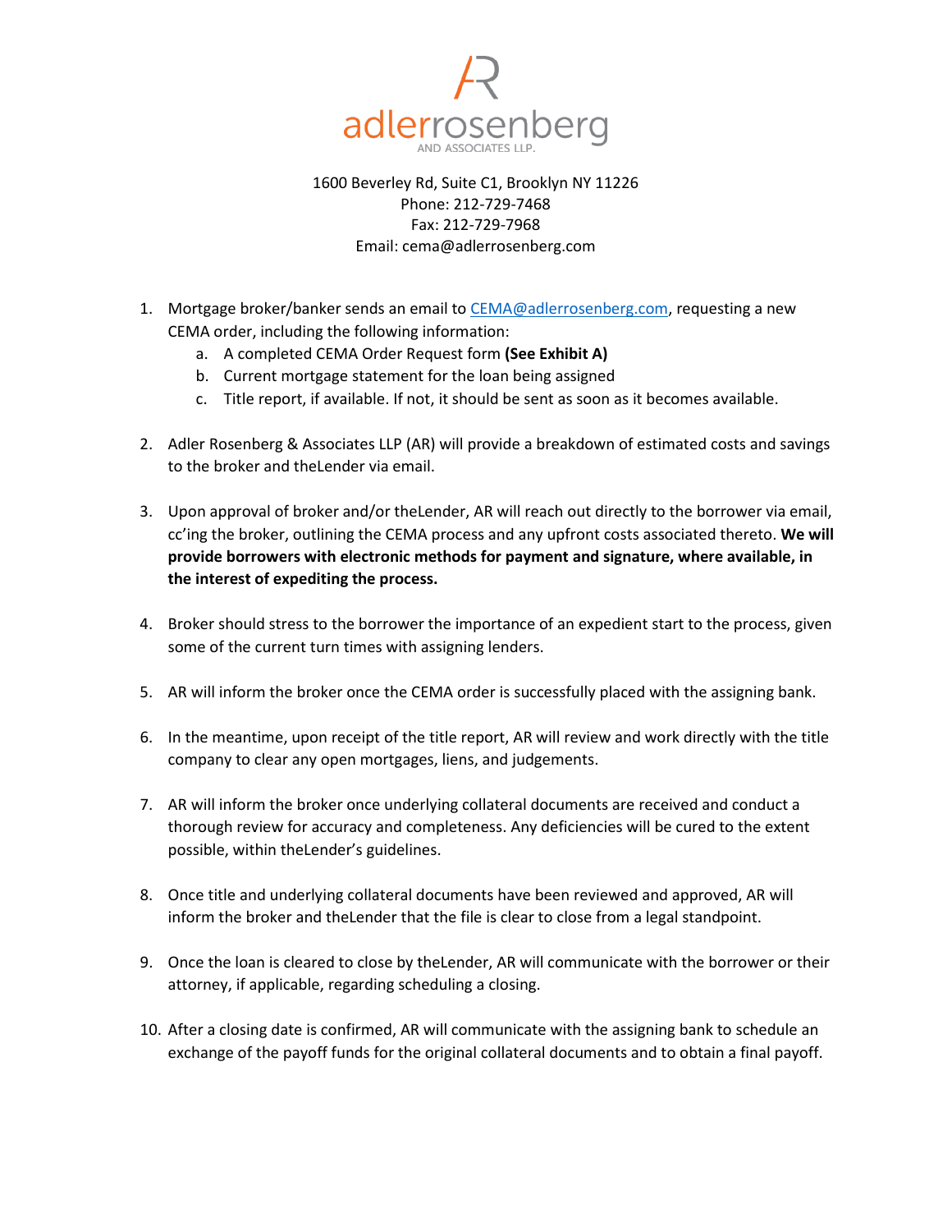adlerrosenberg
AND ASSOCIATES LLP.

1600 Beverley Rd, Suite C1, Brooklyn NY 11226
Phone: 212-729-7468
Fax: 212-729-7968
Email: cema@adlerrosenberg.com

1. Mortgage broker/banker sends an email to CEMA@adlerrosenberg.com, requesting a new CEMA order, including the following information:
   a. A completed CEMA Order Request form **(See Exhibit A)**
   b. Current mortgage statement for the loan being assigned
   c. Title report, if available. If not, it should be sent as soon as it becomes available.

2. Adler Rosenberg & Associates LLP (AR) will provide a breakdown of estimated costs and savings to the broker and theLender via email.

3. Upon approval of broker and/or theLender, AR will reach out directly to the borrower via email, cc'ing the broker, outlining the CEMA process and any upfront costs associated thereto. **We will provide borrowers with electronic methods for payment and signature, where available, in the interest of expediting the process.**

4. Broker should stress to the borrower the importance of an expedient start to the process, given some of the current turn times with assigning lenders.

5. AR will inform the broker once the CEMA order is successfully placed with the assigning bank.

6. In the meantime, upon receipt of the title report, AR will review and work directly with the title company to clear any open mortgages, liens, and judgements.

7. AR will inform the broker once underlying collateral documents are received and conduct a thorough review for accuracy and completeness. Any deficiencies will be cured to the extent possible, within theLender's guidelines.

8. Once title and underlying collateral documents have been reviewed and approved, AR will inform the broker and theLender that the file is clear to close from a legal standpoint.

9. Once the loan is cleared to close by theLender, AR will communicate with the borrower or their attorney, if applicable, regarding scheduling a closing.

10. After a closing date is confirmed, AR will communicate with the assigning bank to schedule an exchange of the payoff funds for the original collateral documents and to obtain a final payoff.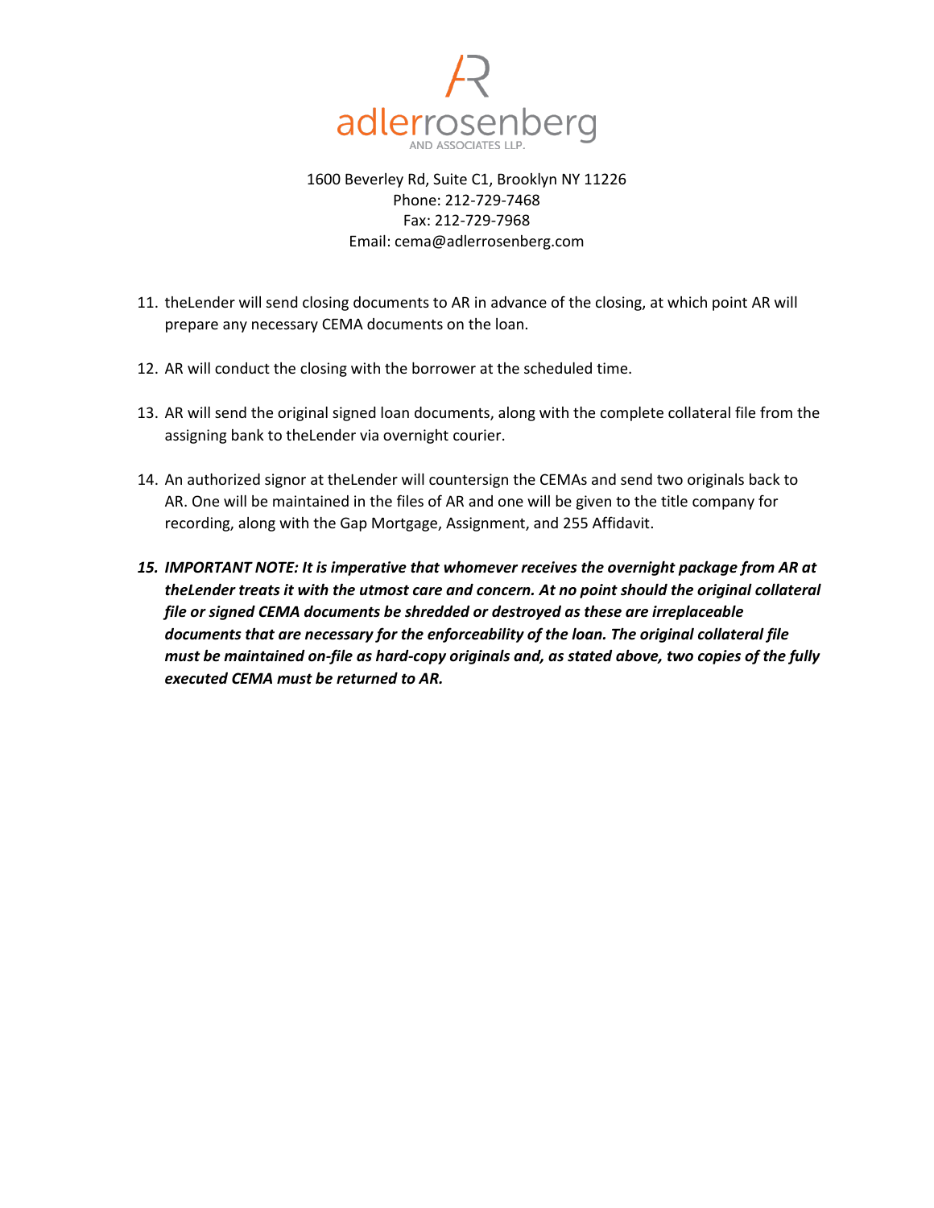adlerrosenberg
AND ASSOCIATES LLP.

1600 Beverley Rd, Suite C1, Brooklyn NY 11226
Phone: 212-729-7468
Fax: 212-729-7968
Email: cema@adlerrosenberg.com

11. theLender will send closing documents to AR in advance of the closing, at which point AR will prepare any necessary CEMA documents on the loan.

12. AR will conduct the closing with the borrower at the scheduled time.

13. AR will send the original signed loan documents, along with the complete collateral file from the assigning bank to theLender via overnight courier.

14. An authorized signor at theLender will countersign the CEMAs and send two originals back to AR. One will be maintained in the files of AR and one will be given to the title company for recording, along with the Gap Mortgage, Assignment, and 255 Affidavit.

15. ***IMPORTANT NOTE: It is imperative that whomever receives the overnight package from AR at theLender treats it with the utmost care and concern. At no point should the original collateral file or signed CEMA documents be shredded or destroyed as these are irreplaceable documents that are necessary for the enforceability of the loan. The original collateral file must be maintained on-file as hard-copy originals and, as stated above, two copies of the fully executed CEMA must be returned to AR.***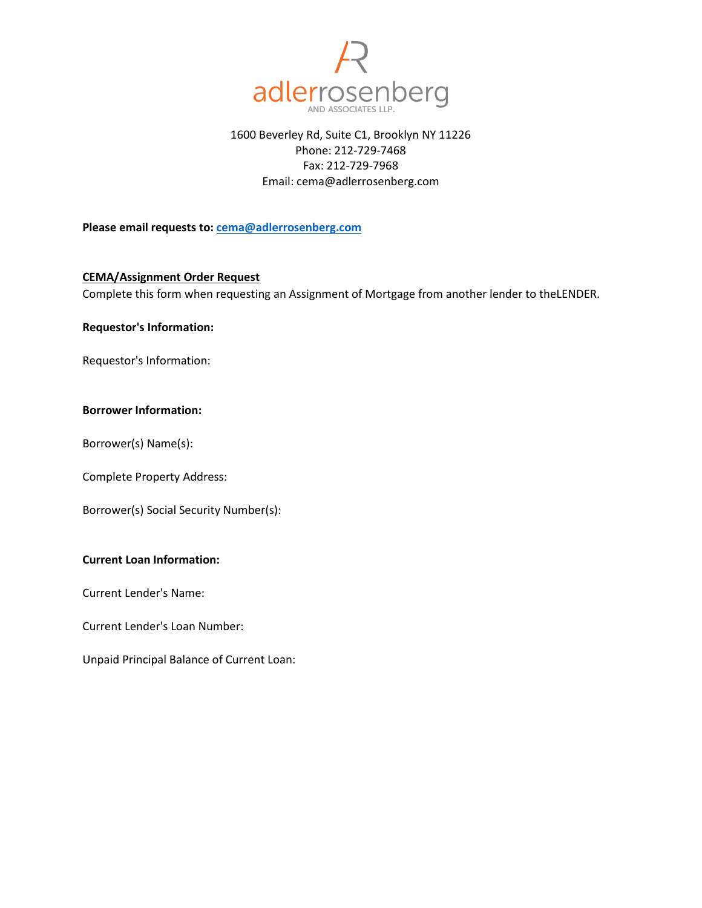adlerrosenberg
AND ASSOCIATES LLP.

1600 Beverley Rd, Suite C1, Brooklyn NY 11226
Phone: 212-729-7468
Fax: 212-729-7968
Email: cema@adlerrosenberg.com

**Please email requests to: cema@adlerrosenberg.com**

**CEMA/Assignment Order Request**

Complete this form when requesting an Assignment of Mortgage from another lender to theLENDER.

**Requestor's Information:**

Requestor's Information:

**Borrower Information:**

Borrower(s) Name(s):

Complete Property Address:

Borrower(s) Social Security Number(s):

**Current Loan Information:**

Current Lender's Name:

Current Lender's Loan Number:

Unpaid Principal Balance of Current Loan: